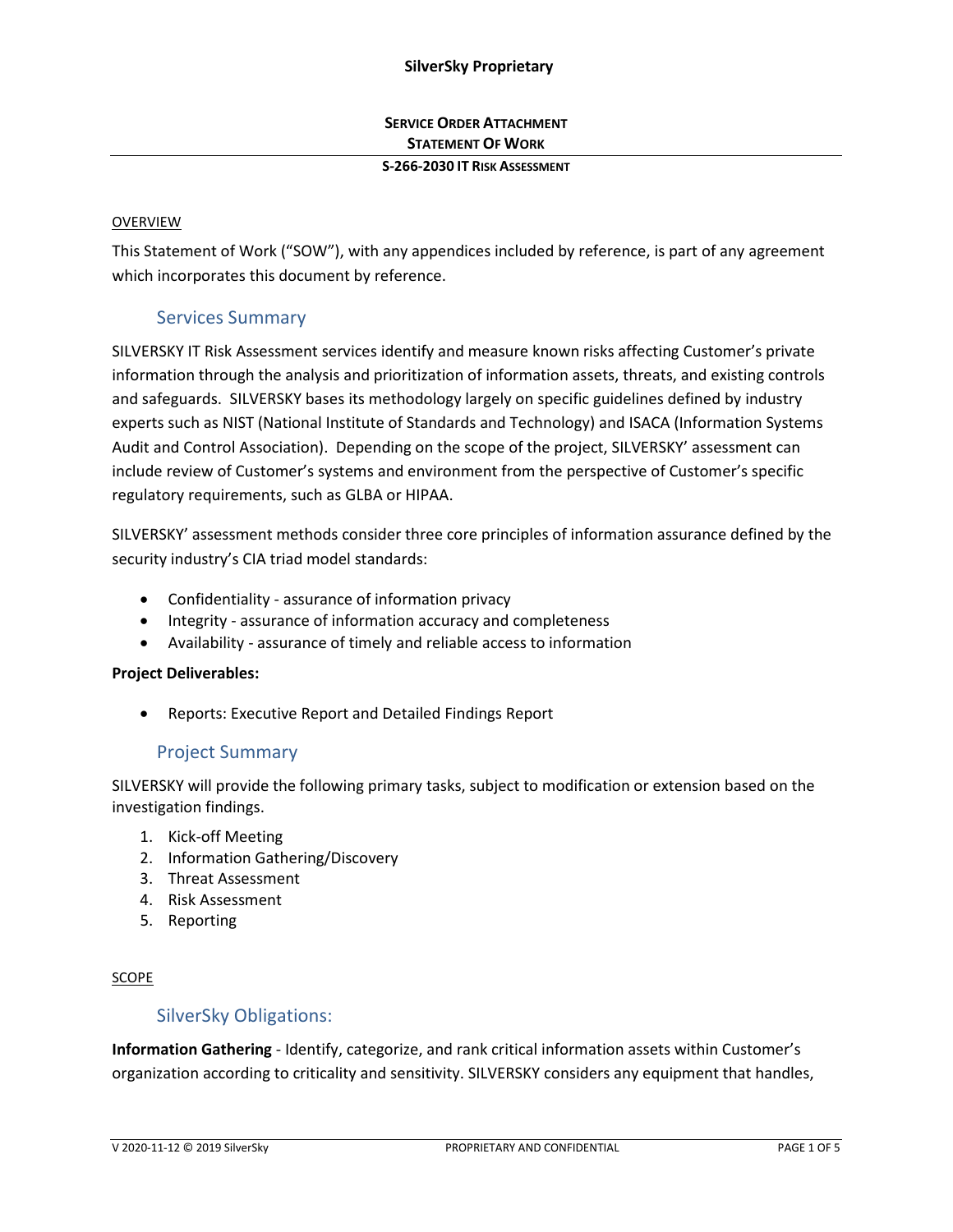**SERVICE ORDER ATTACHMENT**
**STATEMENT OF WORK**
**S-266-2030 IT RISK ASSESSMENT**

OVERVIEW

This Statement of Work ("SOW"), with any appendices included by reference, is part of any agreement which incorporates this document by reference.

## Services Summary

SILVERSKY IT Risk Assessment services identify and measure known risks affecting Customer's private information through the analysis and prioritization of information assets, threats, and existing controls and safeguards. SILVERSKY bases its methodology largely on specific guidelines defined by industry experts such as NIST (National Institute of Standards and Technology) and ISACA (Information Systems Audit and Control Association). Depending on the scope of the project, SILVERSKY' assessment can include review of Customer's systems and environment from the perspective of Customer's specific regulatory requirements, such as GLBA or HIPAA.

SILVERSKY' assessment methods consider three core principles of information assurance defined by the security industry's CIA triad model standards:

- Confidentiality - assurance of information privacy
- Integrity - assurance of information accuracy and completeness
- Availability - assurance of timely and reliable access to information

**Project Deliverables:**

- Reports: Executive Report and Detailed Findings Report

## Project Summary

SILVERSKY will provide the following primary tasks, subject to modification or extension based on the investigation findings.

1. Kick-off Meeting
2. Information Gathering/Discovery
3. Threat Assessment
4. Risk Assessment
5. Reporting

SCOPE

## SilverSky Obligations:

**Information Gathering** - Identify, categorize, and rank critical information assets within Customer's organization according to criticality and sensitivity. SILVERSKY considers any equipment that handles,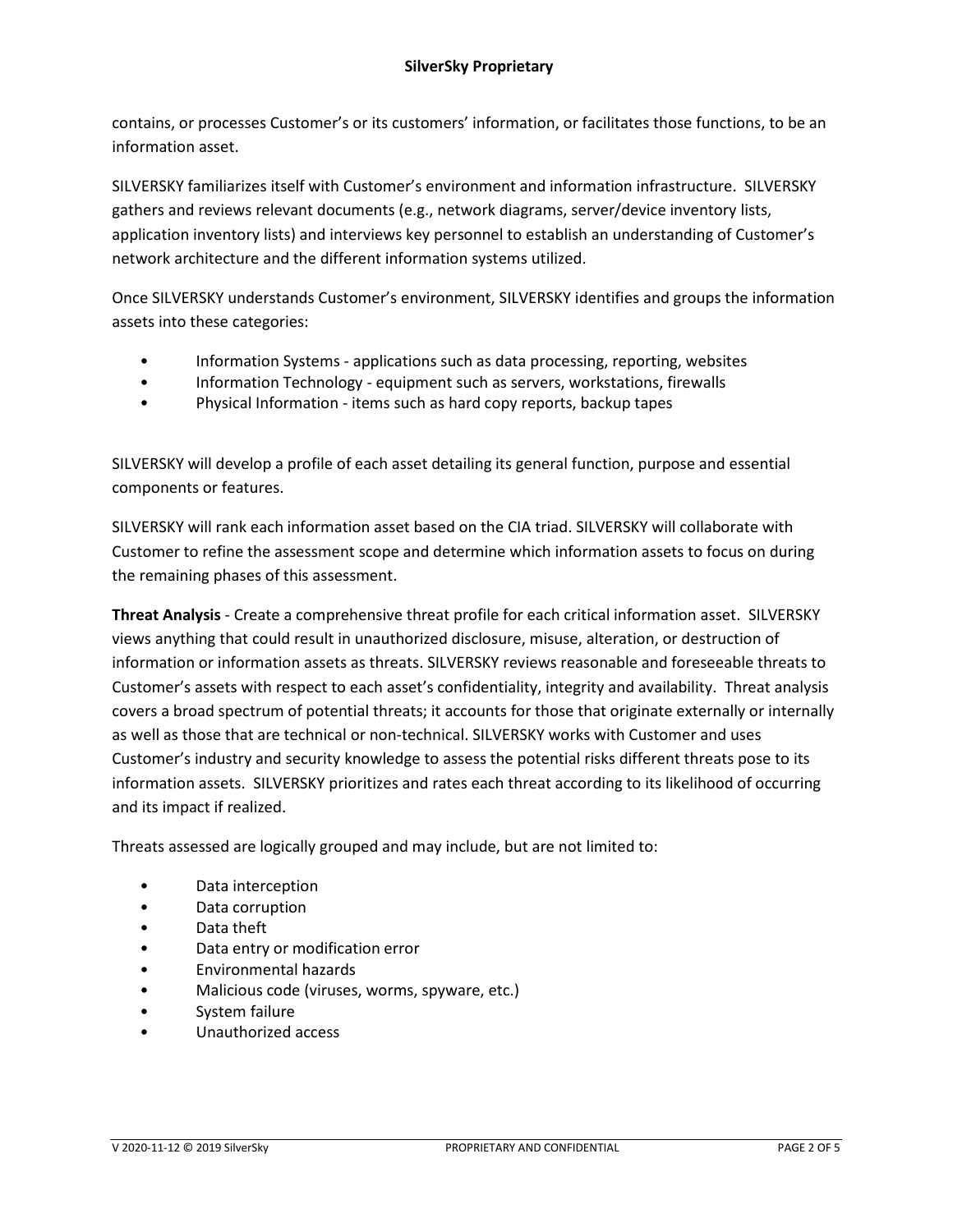contains, or processes Customer's or its customers' information, or facilitates those functions, to be an information asset.

SILVERSKY familiarizes itself with Customer's environment and information infrastructure. SILVERSKY gathers and reviews relevant documents (e.g., network diagrams, server/device inventory lists, application inventory lists) and interviews key personnel to establish an understanding of Customer's network architecture and the different information systems utilized.

Once SILVERSKY understands Customer's environment, SILVERSKY identifies and groups the information assets into these categories:

- Information Systems - applications such as data processing, reporting, websites
- Information Technology - equipment such as servers, workstations, firewalls
- Physical Information - items such as hard copy reports, backup tapes

SILVERSKY will develop a profile of each asset detailing its general function, purpose and essential components or features.

SILVERSKY will rank each information asset based on the CIA triad. SILVERSKY will collaborate with Customer to refine the assessment scope and determine which information assets to focus on during the remaining phases of this assessment.

**Threat Analysis** - Create a comprehensive threat profile for each critical information asset. SILVERSKY views anything that could result in unauthorized disclosure, misuse, alteration, or destruction of information or information assets as threats. SILVERSKY reviews reasonable and foreseeable threats to Customer's assets with respect to each asset's confidentiality, integrity and availability. Threat analysis covers a broad spectrum of potential threats; it accounts for those that originate externally or internally as well as those that are technical or non-technical. SILVERSKY works with Customer and uses Customer's industry and security knowledge to assess the potential risks different threats pose to its information assets. SILVERSKY prioritizes and rates each threat according to its likelihood of occurring and its impact if realized.

Threats assessed are logically grouped and may include, but are not limited to:

- Data interception
- Data corruption
- Data theft
- Data entry or modification error
- Environmental hazards
- Malicious code (viruses, worms, spyware, etc.)
- System failure
- Unauthorized access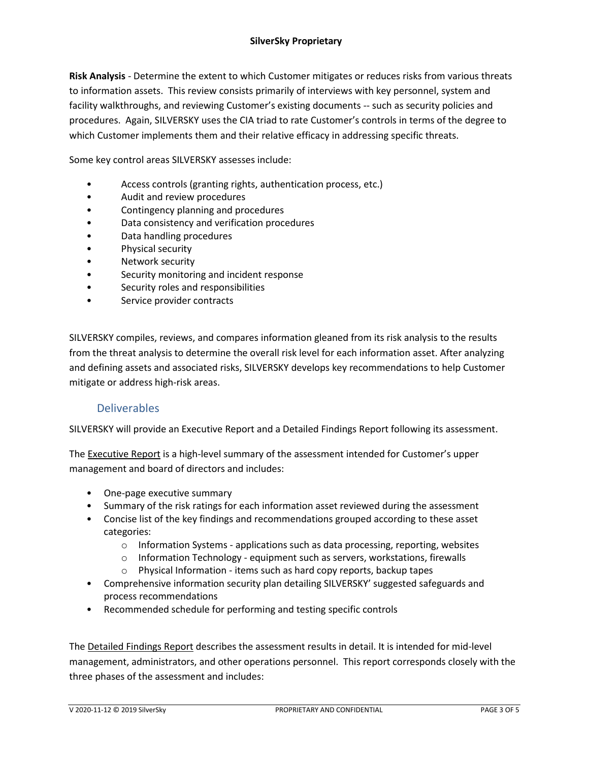**Risk Analysis** - Determine the extent to which Customer mitigates or reduces risks from various threats to information assets. This review consists primarily of interviews with key personnel, system and facility walkthroughs, and reviewing Customer's existing documents -- such as security policies and procedures. Again, SILVERSKY uses the CIA triad to rate Customer's controls in terms of the degree to which Customer implements them and their relative efficacy in addressing specific threats.

Some key control areas SILVERSKY assesses include:

- Access controls (granting rights, authentication process, etc.)
- Audit and review procedures
- Contingency planning and procedures
- Data consistency and verification procedures
- Data handling procedures
- Physical security
- Network security
- Security monitoring and incident response
- Security roles and responsibilities
- Service provider contracts

SILVERSKY compiles, reviews, and compares information gleaned from its risk analysis to the results from the threat analysis to determine the overall risk level for each information asset. After analyzing and defining assets and associated risks, SILVERSKY develops key recommendations to help Customer mitigate or address high-risk areas.

## Deliverables

SILVERSKY will provide an Executive Report and a Detailed Findings Report following its assessment.

The Executive Report is a high-level summary of the assessment intended for Customer's upper management and board of directors and includes:

- One-page executive summary
- Summary of the risk ratings for each information asset reviewed during the assessment
- Concise list of the key findings and recommendations grouped according to these asset categories:
  - Information Systems - applications such as data processing, reporting, websites
  - Information Technology - equipment such as servers, workstations, firewalls
  - Physical Information - items such as hard copy reports, backup tapes
- Comprehensive information security plan detailing SILVERSKY' suggested safeguards and process recommendations
- Recommended schedule for performing and testing specific controls

The Detailed Findings Report describes the assessment results in detail. It is intended for mid-level management, administrators, and other operations personnel. This report corresponds closely with the three phases of the assessment and includes: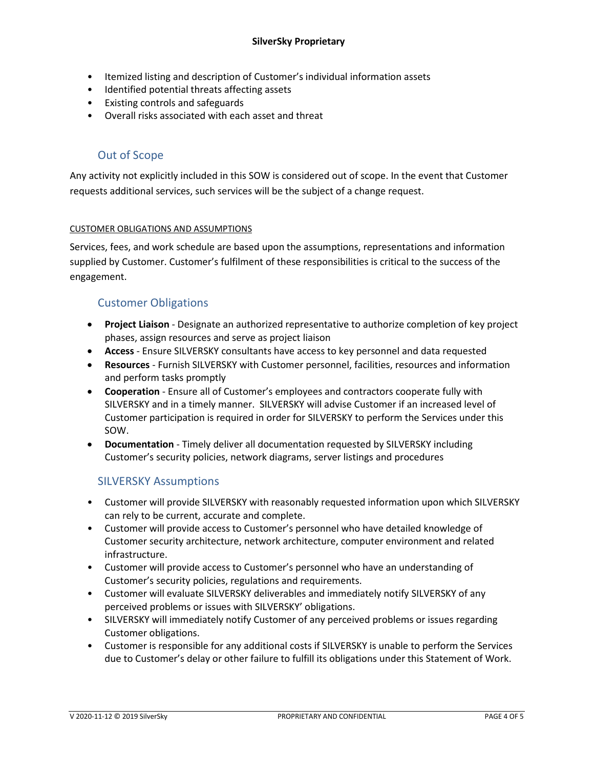- Itemized listing and description of Customer's individual information assets
- Identified potential threats affecting assets
- Existing controls and safeguards
- Overall risks associated with each asset and threat

## Out of Scope

Any activity not explicitly included in this SOW is considered out of scope. In the event that Customer requests additional services, such services will be the subject of a change request.

# CUSTOMER OBLIGATIONS AND ASSUMPTIONS

Services, fees, and work schedule are based upon the assumptions, representations and information supplied by Customer. Customer's fulfilment of these responsibilities is critical to the success of the engagement.

## Customer Obligations

- **Project Liaison** - Designate an authorized representative to authorize completion of key project phases, assign resources and serve as project liaison
- **Access** - Ensure SILVERSKY consultants have access to key personnel and data requested
- **Resources** - Furnish SILVERSKY with Customer personnel, facilities, resources and information and perform tasks promptly
- **Cooperation** - Ensure all of Customer's employees and contractors cooperate fully with SILVERSKY and in a timely manner. SILVERSKY will advise Customer if an increased level of Customer participation is required in order for SILVERSKY to perform the Services under this SOW.
- **Documentation** - Timely deliver all documentation requested by SILVERSKY including Customer's security policies, network diagrams, server listings and procedures

## SILVERSKY Assumptions

- Customer will provide SILVERSKY with reasonably requested information upon which SILVERSKY can rely to be current, accurate and complete.
- Customer will provide access to Customer's personnel who have detailed knowledge of Customer security architecture, network architecture, computer environment and related infrastructure.
- Customer will provide access to Customer's personnel who have an understanding of Customer's security policies, regulations and requirements.
- Customer will evaluate SILVERSKY deliverables and immediately notify SILVERSKY of any perceived problems or issues with SILVERSKY' obligations.
- SILVERSKY will immediately notify Customer of any perceived problems or issues regarding Customer obligations.
- Customer is responsible for any additional costs if SILVERSKY is unable to perform the Services due to Customer's delay or other failure to fulfill its obligations under this Statement of Work.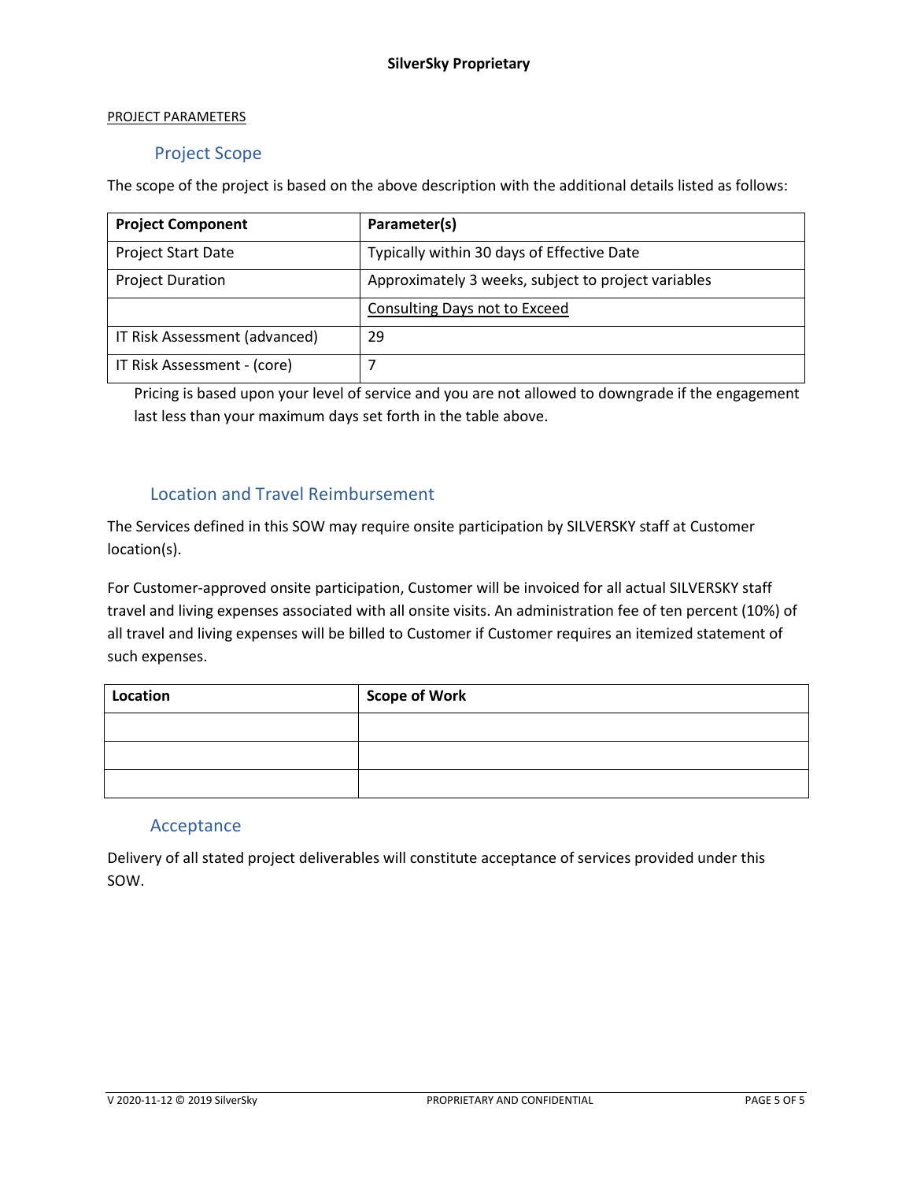PROJECT PARAMETERS

## Project Scope

The scope of the project is based on the above description with the additional details listed as follows:

| Project Component | Parameter(s) |
|---|---|
| Project Start Date | Typically within 30 days of Effective Date |
| Project Duration | Approximately 3 weeks, subject to project variables |
| | Consulting Days not to Exceed |
| IT Risk Assessment (advanced) | 29 |
| IT Risk Assessment - (core) | 7 |

Pricing is based upon your level of service and you are not allowed to downgrade if the engagement last less than your maximum days set forth in the table above.

## Location and Travel Reimbursement

The Services defined in this SOW may require onsite participation by SILVERSKY staff at Customer location(s).

For Customer-approved onsite participation, Customer will be invoiced for all actual SILVERSKY staff travel and living expenses associated with all onsite visits. An administration fee of ten percent (10%) of all travel and living expenses will be billed to Customer if Customer requires an itemized statement of such expenses.

| Location | Scope of Work |
|---|---|
| | |
| | |
| | |

## Acceptance

Delivery of all stated project deliverables will constitute acceptance of services provided under this SOW.